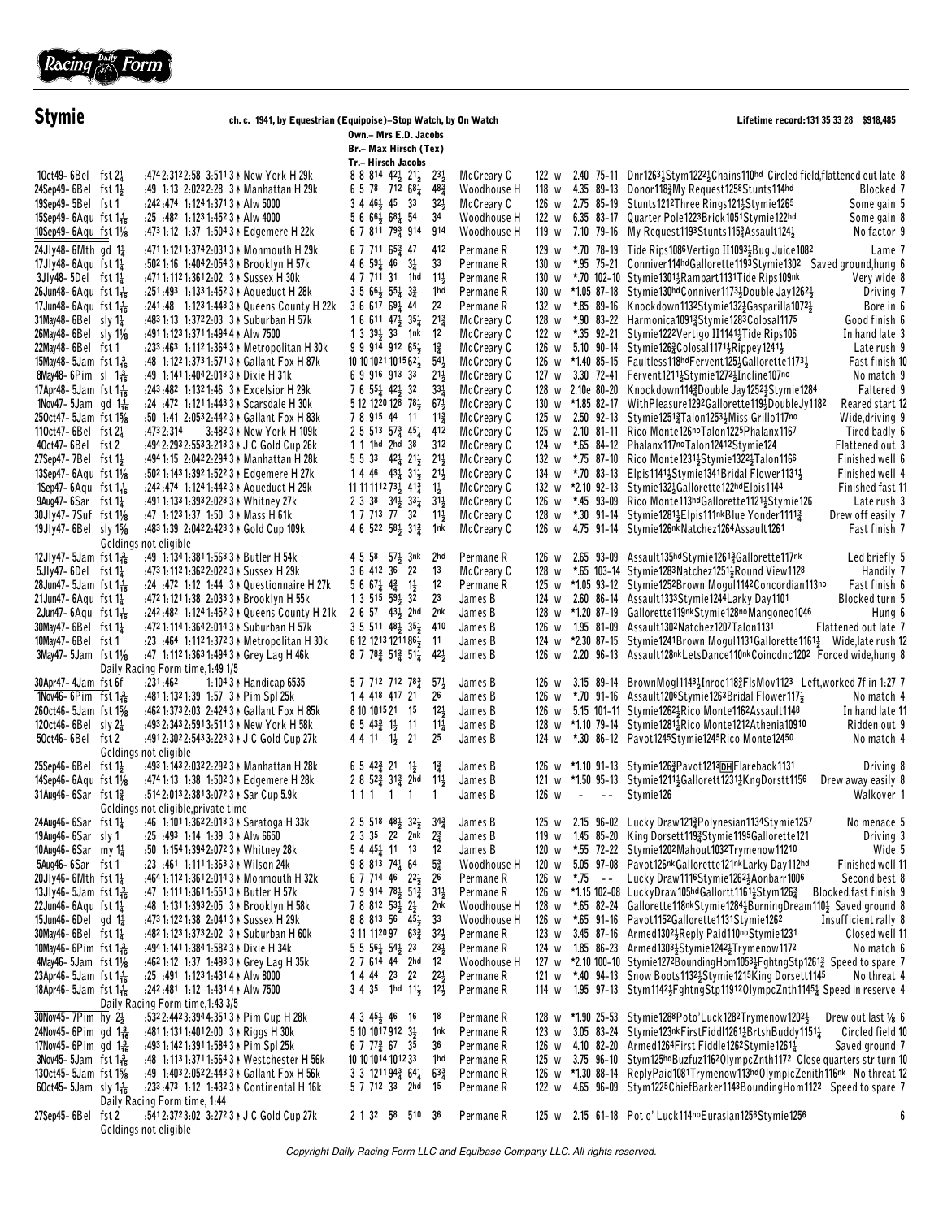# Stymie

**ch. c. 1941, by Equestrian (Equipoise)–Stop Watch, by On Watch** — **Lifetime record: 131 35 33 28 $918,485**

Own.– Mrs E.D. Jacobs
Br.– Max Hirsch (Tex)
Tr.– Hirsch Jacobs

| Date/Race | Track | Fractions | Race | Running line | Jockey | Wt | Odds | Speed | Top finishers | Comment |
|---|---|---|---|---|---|---|---|---|---|---|
| 10Oct49- 6Bel | fst 2¼ | :474 2:312 2:58 3:511 3 ↑ | New York H 29k | 8 8 814 42½ 21½ 23½ | McCreary C | 122 w | 2.40 | 75-11 | Dnr1263½Stym1222½Chains110hd | Circled field,flattened out late 8 |
| 24Sep49- 6Bel | fst 1½ | :49 1:13 2:022 2:28 3 ↑ | Manhattan H 29k | 6 5 78 712 68¼ 48¾ | Woodhouse H | 118 w | 4.35 | 89-13 | Donor118¾My Request1258Stunts114hd | Blocked 7 |
| 19Sep49- 5Bel | fst 1 | :242 :474 1:124 1:371 3 ↑ | Alw 5000 | 3 4 46½ 45 33 32½ | McCreary C | 126 w | 2.75 | 85-19 | Stunts1212Three Rings121½Stymie1265 | Some gain 5 |
| 15Sep49- 6Aqu | fst 1 1/16 | :25 :482 1:123 1:452 3 ↑ | Alw 4000 | 5 6 66½ 68¼ 54 34 | Woodhouse H | 122 w | 6.35 | 83-17 | Quarter Pole1223Brick1051Stymie122hd | Some gain 8 |
| 10Sep49- 6Aqu | fst 1⅛ | :473 1:12 1:37 1:504 3 ↑ | Edgemere H 22k | 6 7 811 79¾ 914 914 | Woodhouse H | 119 w | 7.10 | 79-16 | My Request1193Stunts115¾Assault124½ | No factor 9 |
| 24Jly48- 6Mth | gd 1¼ | :471 1:121 1:374 2:031 3 ↑ | Monmouth H 29k | 6 7 711 65¾ 47 412 | Permane R | 129 w | *.70 | 78-19 | Tide Rips1086Vertigo II1093½Bug Juice1082 | Lame 7 |
| 17Jly48- 6Aqu | fst 1¼ | :502 1:16 1:404 2:054 3 ↑ | Brooklyn H 57k | 4 6 59¼ 46 3½ 33 | Permane R | 130 w | *.95 | 75-21 | Conniver114hdGallorette1193Stymie1302 | Saved ground,hung 6 |
| 3Jly48- 5Del | fst 1¼ | :471 1:112 1:361 2:02 3 ↑ | Sussex H 30k | 4 7 711 31 1hd 11½ | Permane R | 130 w | *.70 | 102-10 | Stymie1301½Rampart1131Tide Rips109nk | Very wide 8 |
| 26Jun48- 6Aqu | fst 1 1/16 | :251 :493 1:133 1:452 3 ↑ | Aqueduct H 28k | 3 5 66½ 55¼ 3¾ 1hd | Permane R | 130 w | *1.05 | 87-18 | Stymie130hdConniver1173½Double Jay1262½ | Driving 7 |
| 17Jun48- 6Aqu | fst 1 1/16 | :241 :48 1:123 1:443 3 ↑ | Queens County H 22k | 3 6 617 69¼ 44 22 | Permane R | 132 w | *.85 | 89-16 | Knockdown1132Stymie132½Gasparilla1072½ | Bore in 6 |
| 31May48- 6Bel | sly 1¼ | :483 1:13 1:372 2:03 3 ↑ | Suburban H 57k | 1 6 611 47½ 35½ 21¾ | McCreary C | 128 w | *.90 | 83-22 | Harmonica1091¾Stymie1283Colosal1175 | Good finish 6 |
| 26May48- 6Bel | sly 1⅛ | :491 1:123 1:371 1:494 4 ↑ | Alw 7500 | 1 3 39½ 33 1nk 12 | McCreary C | 122 w | *.35 | 92-21 | Stymie1222Vertigo II1141½Tide Rips106 | In hand late 3 |
| 22May48- 6Bel | fst 1 | :233 :463 1:112 1:364 3 ↑ | Metropolitan H 30k | 9 9 914 912 65½ 1¾ | McCreary C | 126 w | 5.10 | 90-14 | Stymie126¾Colosal1171½Rippey1241½ | Late rush 9 |
| 15May48- 5Jam | fst 1 3/16 | :48 1:122 1:373 1:571 3 ↑ | Gallant Fox H 87k | 10 10 1021 1015 62½ 54½ | McCreary C | 126 w | *1.40 | 85-15 | Faultless118hdFervent125½Gallorette1173½ | Fast finish 10 |
| 8May48- 6Pim | sl 1 3/16 | :49 1:141 1:404 2:013 3 ↑ | Dixie H 31k | 6 9 916 913 33 21½ | McCreary C | 127 w | 3.30 | 72-41 | Fervent1211½Stymie1272½Incline107no | No match 9 |
| 17Apr48- 5Jam | fst 1 1/16 | :243 :482 1:123 1:46 3 ↑ | Excelsior H 29k | 7 6 55¼ 42½ 32 33¼ | McCreary C | 128 w | 2.10e | 80-20 | Knockdown114¾Double Jay1252½Stymie1284 | Faltered 9 |
| 1Nov47- 5Jam | gd 1 1/16 | :24 :472 1:121 1:443 3 ↑ | Scarsdale H 30k | 5 12 1220 128 78½ 67½ | McCreary C | 130 w | *1.85 | 82-17 | WithPleasure1292Gallorette119½DoubleJy1182 | Reared start 12 |
| 25Oct47- 5Jam | fst 1⅝ | :50 1:41 2:053 2:442 3 ↑ | Gallant Fox H 83k | 7 8 915 44 11 11¾ | McCreary C | 125 w | 2.50 | 92-13 | Stymie1251¾Talon1253½Miss Grillo117no | Wide,driving 9 |
| 11Oct47- 6Bel | fst 2¼ | :473 2:314 3:482 3 ↑ | New York H 109k | 2 5 513 57¾ 45¼ 412 | McCreary C | 125 w | 2.10 | 81-11 | Rico Monte126noTalon1225Phalanx1167 | Tired badly 6 |
| 4Oct47- 6Bel | fst 2 | :494 2:293 2:553 3:213 3 ↑ | J C Gold Cup 26k | 1 1 1hd 2hd 38 312 | McCreary C | 124 w | *.65 | 84-12 | Phalanx117noTalon12412Stymie124 | Flattened out 3 |
| 27Sep47- 7Bel | fst 1½ | :494 1:15 2:042 2:294 3 ↑ | Manhattan H 28k | 5 5 33 42½ 21½ 13 | McCreary C | 132 w | *.75 | 87-10 | Rico Monte1231½Stymie1322½Talon1166 | Finished well 6 |
| 13Sep47- 6Aqu | fst 1⅛ | :502 1:143 1:392 1:522 3 ↑ | Edgemere H 27k | 1 4 46 43½ 31½ 21½ | McCreary C | 134 w | *.70 | 83-13 | Elpis1141½Stymie1341Bridal Flower1131½ | Finished well 4 |
| 1Sep47- 6Aqu | fst 1 1/16 | :242 :474 1:124 1:442 3 ↑ | Aqueduct H 29k | 11 11 1112 73½ 41¾ 1½ | McCreary C | 132 w | *2.10 | 92-13 | Stymie132½Gallorette122hdElpis1144 | Finished fast 11 |
| 9Aug47- 6Sar | fst 1¼ | :491 1:133 1:393 2:023 3 ↑ | Whitney 27k | 2 3 38 34½ 34½ 31½ | McCreary C | 126 w | *.45 | 93-09 | Rico Monte113hdGallorette1121½Stymie126 | Late rush 3 |
| 30Jly47- 7Suf | fst 1⅛ | :47 1:123 1:37 1:50 3 ↑ | Mass H 61k | 1 7 713 77 32 11½ | McCreary C | 128 w | *.30 | 91-14 | Stymie1281½Elpis111nkBlue Yonder1111¾ | Drew off easily 7 |
| 19Jly47- 6Bel | sly 1⅝ | :483 1:39 2:042 2:423 3 ↑ | Gold Cup 109k | 4 6 522 58½ 31¾ 1nk | McCreary C | 126 w | 4.75 | 91-14 | Stymie126nkNatchez1264Assault1261 | Fast finish 7 |

Geldings not eligible

| Date/Race | Track | Fractions | Race | Running line | Jockey | Wt | Odds | Speed | Top finishers | Comment |
|---|---|---|---|---|---|---|---|---|---|---|
| 12Jly47- 5Jam | fst 1 3/16 | :49 1:134 1:381 1:563 3 ↑ | Butler H 54k | 4 5 58 57½ 3nk 2hd | Permane R | 126 w | 2.65 | 93-09 | Assault135hdStymie1261¾Gallorette117nk | Led briefly 5 |
| 5Jly47- 6Del | fst 1¼ | :473 1:112 1:362 2:022 3 ↑ | Sussex H 29k | 3 6 412 36 22 13 | McCreary C | 128 w | *.65 | 103-14 | Stymie1283Natchez1251½Round View1128 | Handily 7 |
| 28Jun47- 5Jam | fst 1 1/16 | :24 :472 1:12 1:44 3 ↑ | Questionnaire H 27k | 5 6 67¼ 4¾ 1½ 12 | Permane R | 125 w | *1.05 | 93-12 | Stymie1252Brown Mogul1142Concordian113no | Fast finish 6 |
| 21Jun47- 6Aqu | fst 1¼ | :472 1:121 1:38 2:033 3 ↑ | Brooklyn H 55k | 1 3 515 59½ 32 23 | James B | 124 w | 2.60 | 86-14 | Assault1333Stymie1244Larky Day1101 | Blocked turn 5 |
| 2Jun47- 6Aqu | fst 1 1/16 | :242 :482 1:124 1:452 3 ↑ | Queens County H 21k | 2 6 57 43½ 2hd 2nk | James B | 128 w | *1.20 | 87-19 | Gallorette119nkStymie128noMangoneo1046 | Hung 6 |
| 30May47- 6Bel | fst 1¼ | :472 1:114 1:364 2:014 3 ↑ | Suburban H 57k | 3 5 511 48½ 35½ 410 | James B | 126 w | 1.95 | 81-09 | Assault1302Natchez1207Talon1131 | Flattened out late 7 |
| 10May47- 6Bel | fst 1 | :23 :464 1:112 1:372 3 ↑ | Metropolitan H 30k | 6 12 1213 1211 86½ 11 | James B | 124 w | *2.30 | 87-15 | Stymie1241Brown Mogul1131Gallorette1161½ | Wide,late rush 12 |
| 3May47- 5Jam | fst 1⅛ | :47 1:112 1:363 1:494 3 ↑ | Grey Lag H 46k | 8 7 78¾ 51¾ 51¼ 42½ | James B | 126 w | 2.20 | 96-13 | Assault128nkLetsDance110nkCoincdnc1202 | Forced wide,hung 8 |

Daily Racing Form time,1:49 1/5

| Date/Race | Track | Fractions | Race | Running line | Jockey | Wt | Odds | Speed | Top finishers | Comment |
|---|---|---|---|---|---|---|---|---|---|---|
| 30Apr47- 4Jam | fst 6f | :231 :462 1:104 3 ↑ | Handicap 6535 | 5 7 712 712 78¾ 57½ | James B | 126 w | 3.15 | 89-14 | BrownMogl1143½Inroc118¾FlsMov1123 | Left,worked 7f in 1:27 7 |
| 1Nov46- 6Pim | fst 1 3/16 | :481 1:132 1:39 1:57 3 ↑ | Pim Spl 25k | 1 4 418 417 21 26 | James B | 126 w | *.70 | 91-16 | Assault1206Stymie1263Bridal Flower117½ | No match 4 |
| 26Oct46- 5Jam | fst 1⅝ | :462 1:373 2:03 2:424 3 ↑ | Gallant Fox H 85k | 8 10 1015 21 15 12½ | James B | 126 w | 5.15 | 101-11 | Stymie1262½Rico Monte1162Assault1148 | In hand late 11 |
| 12Oct46- 6Bel | sly 2¼ | :493 2:343 2:591 3:511 3 ↑ | New York H 58k | 6 5 43¾ 1½ 11 11¼ | James B | 128 w | *1.10 | 79-14 | Stymie1281¾Rico Monte1212Athenia10910 | Ridden out 9 |
| 5Oct46- 6Bel | fst 2 | :491 2:302 2:543 3:223 3 ↑ | J C Gold Cup 27k | 4 4 11 1½ 21 25 | James B | 124 w | *.30 | 86-12 | Pavot1245Stymie1245Rico Monte12450 | No match 4 |

Geldings not eligible

| Date/Race | Track | Fractions | Race | Running line | Jockey | Wt | Odds | Speed | Top finishers | Comment |
|---|---|---|---|---|---|---|---|---|---|---|
| 25Sep46- 6Bel | fst 1½ | :493 1:143 2:032 2:292 3 ↑ | Manhattan H 28k | 6 5 42¾ 21 1½ 1¾ | James B | 126 w | *1.10 | 91-13 | Stymie126¾Pavot1213[DH]Flareback1131 | Driving 8 |
| 14Sep46- 6Aqu | fst 1⅛ | :474 1:13 1:38 1:502 3 ↑ | Edgemere H 28k | 2 8 52¾ 31¾ 2hd 11½ | James B | 121 w | *1.50 | 95-13 | Stymie1211½Gallorett1231¾KngDorstt1156 | Drew away easily 8 |
| 31Aug46- 6Sar | fst 1¾ | :514 2:013 2:381 3:072 3 ↑ | Sar Cup 5.9k | 1 1 1 1 1 1 | James B | 126 w | - | -- | Stymie126 | Walkover 1 |

Geldings not eligible,private time

| Date/Race | Track | Fractions | Race | Running line | Jockey | Wt | Odds | Speed | Top finishers | Comment |
|---|---|---|---|---|---|---|---|---|---|---|
| 24Aug46- 6Sar | fst 1¼ | :46 1:101 1:362 2:013 3 ↑ | Saratoga H 33k | 2 5 518 48½ 32½ 34¾ | James B | 125 w | 2.15 | 96-02 | Lucky Draw121¾Polynesian1134Stymie1257 | No menace 5 |
| 19Aug46- 6Sar | sly 1 | :25 :493 1:14 1:39 3 ↑ | Alw 6650 | 2 3 35 22 2nk 2¾ | James B | 119 w | 1.45 | 85-20 | King Dorsett119¾Stymie1195Gallorette121 | Driving 3 |
| 10Aug46- 6Sar | my 1¼ | :50 1:154 1:394 2:072 3 ↑ | Whitney 28k | 5 4 45¼ 11 13 12 | James B | 120 w | *.55 | 72-22 | Stymie1202Mahout1032Trymenow11210 | Wide 5 |
| 5Aug46- 6Sar | fst 1 | :23 :461 1:111 1:363 3 ↑ | Wilson 24k | 9 8 813 74¼ 64 5¾ | Woodhouse H | 120 w | 5.05 | 97-08 | Pavot126nkGallorette121nkLarky Day112hd | Finished well 11 |
| 20Jly46- 6Mth | fst 1¼ | :464 1:112 1:361 2:014 3 ↑ | Monmouth H 32k | 6 7 714 46 22½ 26 | Permane R | 126 w | *.75 | -- | Lucky Draw1116Stymie1262½Aonbarr1006 | Second best 8 |
| 13Jly46- 5Jam | fst 1 3/16 | :47 1:111 1:361 1:551 3 ↑ | Butler H 57k | 7 9 914 78½ 51¾ 31½ | Permane R | 126 w | *1.15 | 102-08 | LuckyDraw105hdGallortt1161½Stymi126¾ | Blocked,fast finish 9 |
| 22Jun46- 6Aqu | fst 1¼ | :48 1:131 1:393 2:05 3 ↑ | Brooklyn H 58k | 7 8 812 53½ 2½ 2nk | Woodhouse H | 128 w | *.65 | 82-24 | Gallorette118nkStymie1284½BurningDream110½ | Saved ground 8 |
| 15Jun46- 6Del | gd 1¼ | :473 1:121 1:38 2:041 3 ↑ | Sussex H 29k | 8 8 813 56 45½ 33 | Woodhouse H | 126 w | *.65 | 91-16 | Pavot1152Gallorette1131Stymie1262 | Insufficient rally 8 |
| 30May46- 6Bel | fst 1¼ | :482 1:123 1:373 2:02 3 ↑ | Suburban H 60k | 3 11 1120 97 63¾ 32½ | Permane R | 123 w | 3.45 | 87-16 | Armed1302½Reply Paid110noStymie1231 | Closed well 11 |
| 10May46- 6Pim | fst 1 3/16 | :494 1:141 1:384 1:582 3 ↑ | Dixie H 34k | 5 5 56¼ 54½ 23 23½ | Permane R | 124 w | 1.85 | 86-23 | Armed1303½Stymie1242½Trymenow1172 | No match 6 |
| 4May46- 5Jam | fst 1⅛ | :462 1:12 1:37 1:493 3 ↑ | Grey Lag H 33k | 2 7 614 44 2hd 12 | Woodhouse H | 127 w | *2.10 | 100-10 | Stymie1272BoundingHom1053½FghtngStp1261¾ | Speed to spare 7 |
| 23Apr46- 5Jam | fst 1 1/16 | :25 :491 1:123 1:431 4 ↑ | Alw 8000 | 1 4 44 23 22 22½ | Permane R | 121 w | *.40 | 94-13 | Snow Boots1132½Stymie1215King Dorsett1145 | No threat 4 |
| 18Apr46- 5Jam | fst 1 1/16 | :242 :481 1:12 1:431 4 ↑ | Alw 7500 | 3 4 35 1hd 11½ 12½ | Permane R | 114 w | 1.95 | 97-13 | Stym1142½FghtngStp11912OlympcZnth1145¼ | Speed in reserve 4 |

Daily Racing Form time,1:43 3/5

| Date/Race | Track | Fractions | Race | Running line | Jockey | Wt | Odds | Speed | Top finishers | Comment |
|---|---|---|---|---|---|---|---|---|---|---|
| 30Nov45- 7Pim | hy 2½ | :532 2:442 3:394 4:351 3 ↑ | Pim Cup H 28k | 4 3 45½ 46 16 18 | Permane R | 128 w | *1.90 | 25-53 | Stymie1288Poto'Luck1282Trymenow1202½ | Drew out last ⅛ 6 |
| 24Nov45- 6Pim | gd 1 3/16 | :481 1:131 1:401 2:00 3 ↑ | Riggs H 30k | 5 10 1017 912 3½ 1nk | Permane R | 123 w | 3.05 | 83-24 | Stymie123nkFirstFiddl1261¾BrtshBuddy1151¼ | Circled field 10 |
| 17Nov45- 6Pim | gd 1 3/16 | :493 1:142 1:391 1:584 3 ↑ | Pim Spl 25k | 6 7 77¾ 67 35 36 | Permane R | 126 w | 4.10 | 82-20 | Armed1264First Fiddle1262Stymie1261¼ | Saved ground 7 |
| 3Nov45- 5Jam | fst 1 3/16 | :48 1:113 1:371 1:564 3 ↑ | Westchester H 56k | 10 10 1014 1012 33 1hd | Permane R | 125 w | 3.75 | 96-10 | Stym125hdBuzfuz1162OlympcZnth1172 | Close quarters str turn 10 |
| 13Oct45- 5Jam | fst 1⅝ | :49 1:403 2:052 2:443 3 ↑ | Gallant Fox H 56k | 3 3 1211 94¾ 64¼ 63¾ | Permane R | 126 w | *1.30 | 88-14 | ReplyPaid1081Trymenow1193hdOlympicZenith116nk | No threat 12 |
| 6Oct45- 5Jam | sly 1 1/16 | :233 :473 1:12 1:432 3 ↑ | Continental H 16k | 5 7 712 33 2hd 15 | Permane R | 122 w | 4.65 | 96-09 | Stym1225ChiefBarker1143BoundingHom1122 | Speed to spare 7 |

Daily Racing Form time, 1:44

| Date/Race | Track | Fractions | Race | Running line | Jockey | Wt | Odds | Speed | Top finishers | Comment |
|---|---|---|---|---|---|---|---|---|---|---|
| 27Sep45- 6Bel | fst 2 | :541 2:372 3:02 3:272 3 ↑ | J C Gold Cup 27k | 2 1 32 58 510 36 | Permane R | 125 w | 2.15 | 61-18 | Pot o' Luck114noEurasian1256Stymie1256 | 6 |

Geldings not eligible

Copyright Daily Racing Form LLC and Equibase Company LLC. All rights reserved.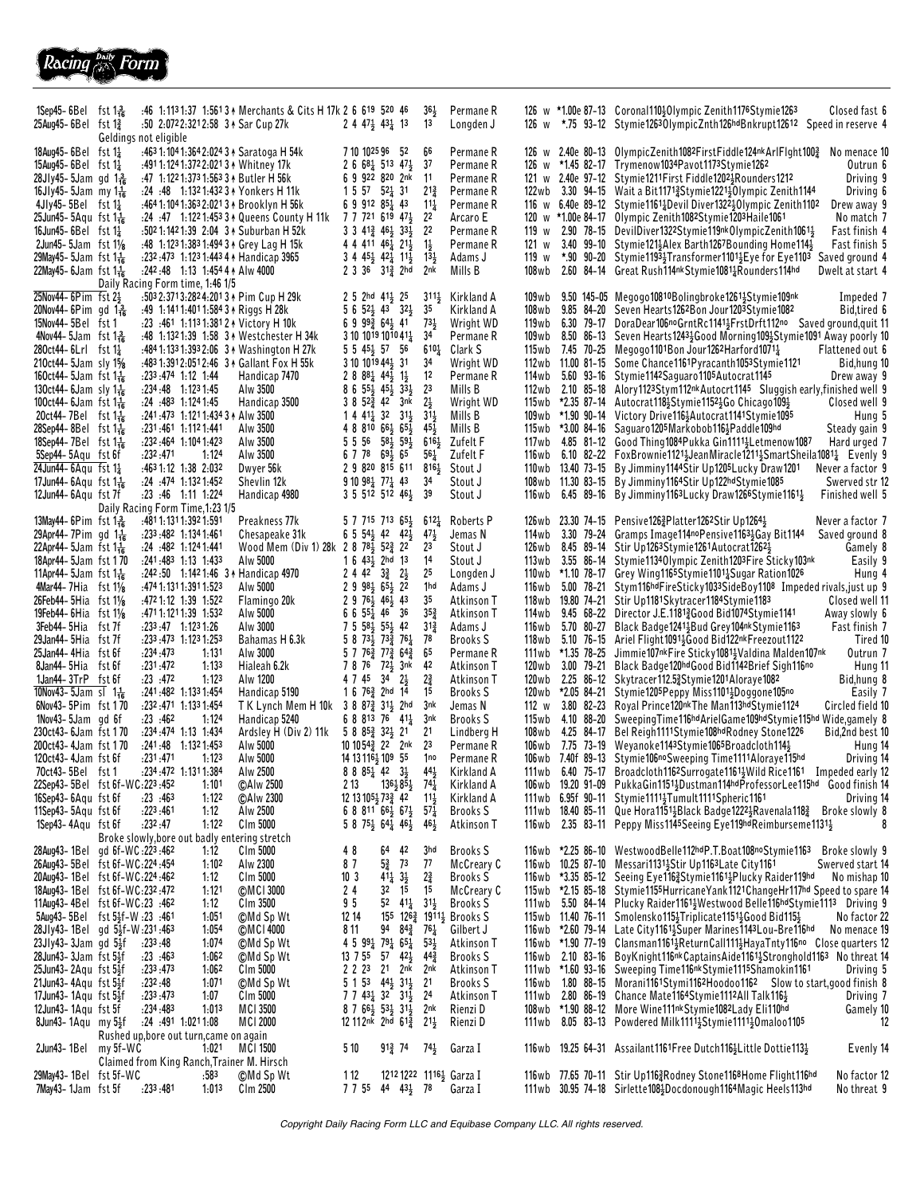Racing Daily Form

```
1Sep45- 6Bel  fst 1¾   :46 1:113 1:37 1:561 3 ♦ Merchants & Cits H 17k 2 6 619 520 46   36½  Permane R    126 w *1.00e 87-13 Coronal110½Olympic Zenith1176Stymie1263          Closed fast 6
25Aug45- 6Bel fst 1¾   :50 2:072 2:321 2:58 3 ♦ Sar Cup 27k            2 4 47½ 43¼ 13   13   Longden J    126 w  *.75 93-12 Stymie1263OlympicZnth126hdBnkrupt12612  Speed in reserve 4
              Geldings not eligible
18Aug45- 6Bel fst 1¼   :463 1:104 1:364 2:024 3 ♦ Saratoga H 54k       7 10 1025 96 52  66   Permane R    126 w  2.40e 80-13 OlympicZenith1082FirstFiddle124nkArlFlght100¾  No menace 10
15Aug45- 6Bel fst 1¼   :491 1:124 1:372 2:021 3 ♦ Whitney 17k          2 6 68½ 513 47½  37   Permane R    126 w *1.45 82-17 Trymenow1034Pavot1173Stymie1262                 Outrun 6
28Jly45- 5Jam gd 1 3/16 :47 1:12 1:373 1:563 3 ♦ Butler H 56k         6 9 922 820 2nk  11   Permane R    121 w  2.40e 97-12 Stymie1211First Fiddle1202½Rounders1212          Driving 9
16Jly45- 5Jam my 1 1/16 :24 :48 1:132 1:432 3 ♦ Yonkers H 11k        1 5 57 52¼ 31    21¾  Permane R    122wb  3.30 94-15 Wait a Bit1171¾Stymie1221½Olympic Zenith1144    Driving 6
4Jly45- 5Bel  fst 1¼   :464 1:104 1:363 2:021 3 ♦ Brooklyn H 56k       6 9 912 85¼ 43   11¼  Permane R    116 w  6.40e 89-12 Stymie1161¼Devil Diver1322¾Olympic Zenith1102  Drew away 9
25Jun45- 5Aqu fst 1 1/16 :24 :47 1:122 1:453 3 ♦ Queens County H 11k 7 7 721 619 47½ 22   Arcaro E     120 w *1.00e 84-17 Olympic Zenith1082Stymie1203Haile1061          No match 7
16Jun45- 6Bel fst 1¼   :502 1:142 1:39 2:04 3 ♦ Suburban H 52k        3 3 41¾ 46½ 33½  22   Permane R    119 w  2.90 78-15 DevilDiver1322Stymie119nkOlympicZenith1061½      Fast finish 4
2Jun45- 5Jam  fst 1⅛   :48 1:123 1:383 1:494 3 ♦ Grey Lag H 15k       4 4 411 46¼ 21½  1½   Permane R    121 w  3.40 99-10 Stymie121½Alex Barth1267Bounding Home114½      Fast finish 5
29May45- 5Jam fst 1 1/16 :232 :473 1:123 1:443 4 ♦ Handicap 3965        3 4 45½ 42¼ 11½  13½  Adams J      119 w  *.90 90-20 Stymie1193½Transformer1101½Eye for Eye1103  Saved ground 4
22May45- 6Jam fst 1 1/16 :242 :48 1:13 1:454 4 ♦ Alw 4000             2 3 36 31¾ 2hd   2nk  Mills B      108wb  2.60 84-14 Great Rush114nkStymie1081¾Rounders114hd       Dwelt at start 4
              Daily Racing Form time, 1:46 1/5
25Nov44- 6Pim fst 2½   :503 2:371 3:284 :201 3 ♦ Pim Cup H 29k        2 5 2hd 41½ 25   311½ Kirkland A   109wb  9.50 145-05 Megogo10810Bolingbroke1261½Stymie109nk        Impeded 7
20Nov44- 6Pim gd 1 3/16 :49 1:141 1:401 1:584 3 ♦ Riggs H 28k         5 6 52½ 43 32½   35   Kirkland A   108wb  9.85 84-20 Seven Hearts1262Bon Jour1203Stymie1082        Bid,tired 6
15Nov44- 5Bel fst 1    :23 :461 1:113 1:381 2 ♦ Victory H 10k          6 9 99¾ 64½ 41   73½  Wright WD    119wb  6.30 79-17 DoraDear106noGrntRc1141½FrstDrft112no  Saved ground,quit 11
4Nov44- 5Jam  fst 1 3/16 :48 1:132 1:39 1:58 3 ♦ Westchester H 34k   3 10 1019 1010 41½ 34  Permane R    109wb  8.50 86-13 Seven Hearts1243½Good Morning109½Stymie1091 Away poorly 10
28Oct44- 6Lrl fst 1¼   :484 1:133 1:393 2:06 3 ♦ Washington H 27k     5 5 45½ 57 56    610¼ Clark S      115wb  7.45 70-25 Megogo1101Bon Jour1262Harford1071¼            Flattened out 6
21Oct44- 5Jam sly 1⅝   :483 1:391 2:051 2:46 3 ♦ Gallant Fox H 55k    3 10 1019 44½ 31  34   Wright WD    112wb 11.00 81-15 Some Chance1161Pyracanth1053Stymie1121        Bid,hung 10
16Oct44- 5Jam fst 1 1/16 :233 :474 1:12 1:44    Handicap 7470           2 8 88¼ 44½ 1½   12   Permane R    114wb  5.60 93-16 Stymie1142Saguaro1105Autocrat1145             Drew away 9
13Oct44- 6Jam sly 1 1/16 :234 :48 1:123 1:45    Alw 3500                8 6 55½ 45½ 33½  23   Mills B      112wb  2.10 85-18 Alory1123Stym112nkAutocrt1145  Sluggish early,finished well 9
10Oct44- 6Jam fst 1 1/16 :24 :483 1:124 1:45    Handicap 3500           3 8 52¾ 42 3nk   2½   Wright WD    115wb *2.35 87-14 Autocrat118½Stymie1152½Go Chicago109½        Closed well 9
2Oct44- 7Bel  fst 1 1/16 :241 :473 1:121 1:434 3 ♦ Alw 3500             1 4 41¼ 32 31½   31½  Mills B      109wb *1.90 90-14 Victory Drive116½Autocrat1141Stymie1095           Hung 5
28Sep44- 8Bel fst 1 1/16 :231 :461 1:112 1:441  Alw 3500                4 8 810 66½ 65¼  45½  Mills B      115wb *3.00 84-16 Saguaro1205Markobob116½Paddle109hd          Steady gain 9
18Sep44- 7Bel fst 1 1/16 :232 :464 1:104 1:423  Alw 3500                5 5 56 58½ 59¼   616½ Zufelt F     117wb  4.85 81-12 Good Thing1084Pukka Gin1111¼Letmenow1087      Hard urged 7
5Sep44- 5Aqu  fst 6f   :232 :471      1:124     Alw 3500                6 7 78 69½ 65    56¼  Zufelt F     116wb  6.10 82-22 FoxBrownie1121¼JeanMiracle1211½SmartSheila1081¼  Evenly 9
24Jun44- 6Aqu fst 1¼   :463 1:12 1:38 2:032     Dwyer 56k               2 9 820 815 611  816½ Stout J      110wb 13.40 73-15 By Jimminy1144Stir Up1205Lucky Draw1201      Never a factor 9
17Jun44- 6Aqu fst 1 1/16 :24 :474 1:132 1:452   Shevlin 12k             9 10 98¼ 77¼ 43  34   Stout J      108wb 11.30 83-15 By Jimminy1164Stir Up122hdStymie1085          Swerved str 12
12Jun44- 6Aqu fst 7f   :23 :46 1:11 1:224       Handicap 4980           3 5 512 512 46½  39   Stout J      116wb  6.45 89-16 By Jimminy1163Lucky Draw1266Stymie1161½      Finished well 5
              Daily Racing Form Time,1:23 1/5
13May44- 6Pim fst 1 3/16 :481 1:131 1:392 1:591 Preakness 77k           5 7 715 713 65¼  612¼ Roberts P    126wb 23.30 74-15 Pensive126¾Platter1262Stir Up1264¼        Never a factor 7
29Apr44- 7Pim gd 1 1/16 :233 :482 1:134 1:461   Chesapeake 31k          6 5 54½ 42 42½   47½  Jemas N      114wb  3.30 79-24 Gramps Image114noPensive1163½Gay Bit1144      Saved ground 8
22Apr44- 5Jam fst 1 1/16 :24 :482 1:124 1:441   Wood Mem (Div 1) 28k    2 8 78½ 52¾ 22   23   Stout J      126wb  8.45 89-14 Stir Up1263Stymie1261Autocrat1262½               Gamely 8
18Apr44- 5Jam fst 1 70 :241 :483 1:13 1:433     Alw 5000                1 6 43½ 2hd 13   14   Stout J      113wb  3.55 86-14 Stymie1134Olympic Zenith1203Fire Sticky103nk        Easily 9
11Apr44- 5Jam fst 1 1/16 :242 :50 1:142 1:46 3 ♦ Handicap 4970         2 4 42 3¾ 2½     25   Longden J    110wb *1.10 78-17 Grey Wing1165Stymie1101½Sugar Ration1026          Hung 4
4Mar44- 7Hia  fst 1⅛   :474 1:131 1:391 1:523   Alw 5000                2 9 98½ 65½ 22   1hd  Adams J      116wb  5.00 78-21 Stym116hdFireSticky1033SideBoy1108  Impeded rivals,just up 9
26Feb44- 5Hia fst 1⅛   :472 1:12 1:39 1:522     Flamingo 20k            2 9 76½ 46½ 43   35   Atkinson T   118wb 19.80 74-21 Stir Up1181Skytracer1184Stymie1183            Closed well 11
19Feb44- 6Hia fst 1⅛   :471 1:121 1:39 1:532    Alw 5000                6 6 55¼ 46 36    35¾  Atkinson T   114wb  9.45 68-22 Director J.E.1181¾Good Bid1074Stymie1141        Away slowly 6
3Feb44- 5Hia  fst 7f   :233 :47 1:123 1:26      Alw 3000                7 5 58½ 55½ 42   31¾  Adams J      116wb  5.70 80-27 Black Badge1241½Bud Grey104nkStymie1163       Fast finish 7
29Jan44- 5Hia fst 7f   :233 :473 1:123 1:253    Bahamas H 6.3k          5 8 73½ 73¾ 76¼  78   Brooks S     118wb  5.10 76-15 Ariel Flight1091½Good Bid122nkFreezout1122          Tired 10
25Jan44- 4Hia fst 6f   :234 :473      1:131     Alw 3000                5 7 76¾ 77¾ 64¾  65   Permane R    111wb *1.35 78-25 Jimmie107nkFire Sticky1081¼Valdina Malden107nk    Outrun 7
8Jan44- 5Hia  fst 6f   :231 :472      1:133     Hialeah 6.2k            7 8 76 72½ 3nk   42   Atkinson T   120wb  3.00 79-21 Black Badge120hdGood Bid1142Brief Sigh116no       Hung 11
1Jan44- 3TrP  fst 6f   :23 :472       1:123     Alw 1200                4 7 45 34 2½     2¾   Atkinson T   120wb  2.25 86-12 Skytracer112.5¾Stymie1201Aloraye1082          Bid,hung 8
10Nov43- 5Jam sl 1 1/16 :241 :482 1:133 1:454   Handicap 5190           1 6 76¾ 2hd 14   15   Brooks S     120wb *2.05 84-21 Stymie1205Peppy Miss1101½Doggone105no          Easily 7
6Nov43- 5Pim  fst 1 70 :232 :471 1:133 1:454    T K Lynch Mem H 10k     3 8 87¾ 31½ 2hd  3nk  Jemas N      112 w  3.80 82-23 Royal Prince120nkThe Man113hdStymie1124     Circled field 10
1Nov43- 5Jam  gd 6f   :23 :462        1:124     Handicap 5240           6 8 813 76 41¼   3nk  Brooks S     115wb  4.10 88-20 SweepingTime116hdArielGame109hdStymie115hd Wide,gamely 8
23Oct43- 6Jam fst 1 70 :234 :474 1:13 1:434     Ardsley H (Div 2) 11k   5 8 85¾ 32½ 21   21   Lindberg H   108wb  4.25 84-17 Bel Reigh1111Stymie108hdRodney Stone1226   Bid,2nd best 10
20Oct43- 4Jam fst 1 70 :241 :48 1:132 1:453     Alw 5000                10 10 54¾ 22 2hd 23   Permane R    106wb  7.75 73-19 Weyanoke1143Stymie1065Broadcloth114½           Hung 14
12Oct43- 4Jam fst 6f   :231 :471      1:123     Alw 5000                14 13 116½ 109 55 1no Permane R    106wb  7.40f 89-13 Stymie106noSweeping Time1111Aloraye115hd     Driving 14
7Oct43- 5Bel  fst 1    :234 :472 1:131 1:384    Alw 2500                8 8 85¼ 42 3½    44½  Kirkland A   111wb  6.40 75-17 Broadcloth1162Surrogate1161½Wild Rice1161  Impeded early 12
22Sep43- 5Bel fst 6f-WC:223 :452      1:101     ©Alw 2500               2 13      136½ 85½ 74¼ Kirkland A 106wb 19.20 91-09 PukkaGin1151½Dustman114hdProfessorLee115hd  Good finish 14
16Sep43- 6Aqu fst 6f   :23 :463       1:122     ©Alw 2300               12 13 105½ 73¾ 42 11½ Kirkland A   111wb  6.95f 90-11 Stymie1111½Tumult1111Spheric1161           Driving 14
11Sep43- 5Aqu fst 6f   :23 :461       1:12      Alw 2500                6 8 811 66½ 67¼  57¼  Brooks S     111wb 18.40 85-11 Que Hora1151½Black Badge1222¾Ravenala118¾  Broke slowly 8
1Sep43- 4Aqu  fst 6f   :232 :47       1:122     Clm 5000                5 8 75½ 64¼ 46½  46½  Atkinson T   116wb  2.35 83-11 Peppy Miss1145Seeing Eye119hdReimburseme1131½        8
              Broke slowly,bore out badly entering stretch
28Aug43- 1Bel gd 6f-WC:223 :462       1:12      Clm 5000                4 8       64 42  3hd  Brooks S     116wb *2.25 86-10 WestwoodBelle112hdP.T.Boat108noStymie1163  Broke slowly 9
26Aug43- 5Bel fst 6f-WC:224 :454      1:102     Alw 2300                8 7       5¾ 73  77   McCreary C   116wb 10.25 87-10 Messari1131½Stir Up1163Late City1161       Swerved start 14
20Aug43- 1Bel fst 6f-WC:224 :462      1:12      Clm 5000                10 3      41¼ 3½ 2¾   Brooks S     116wb *3.35 85-12 Seeing Eye116¾Stymie1161½Plucky Raider119hd   No mishap 10
18Aug43- 1Bel fst 6f-WC:232 :472      1:121     ©MCl 3000               2 4       32 15  15   McCreary C   115wb *2.15 85-18 Stymie1155HurricaneYank1121ChangeHr117hd Speed to spare 14
11Aug43- 4Bel fst 6f-WC:23 :462       1:12      Clm 3500                9 5       52 41¼ 31½  Brooks S     111wb  5.50 84-14 Plucky Raider1161½Westwood Belle116hdStymie1113  Driving 9
5Aug43- 5Bel  fst 5½f-W :23 :461      1:051     ©Md Sp Wt               12 14     155 126¾ 1911½ Brooks S  115wb 11.40 76-11 Smolensko115½Triplicate1151½Good Bid115½      No factor 22
28Jly43- 1Bel gd 5½f-W:231 :463       1:054     ©MCl 4000               8 11      94 84¾ 76¼  Gilbert J    116wb *2.60 79-14 Late City1161½Super Marines1143Lou-Bre116hd    No menace 19
23Jly43- 3Jam gd 5½f   :233 :48       1:074     ©Md Sp Wt               4 5 99¼ 79¼ 65¼  53½  Atkinson T   116wb *1.90 77-19 Clansman1161½ReturnCall111½HayaTnty116no  Close quarters 12
28Jun43- 3Jam fst 5½f  :23 :463       1:062     ©Md Sp Wt               13 7 55 57 42½   44¾  Brooks S     116wb  2.10 83-16 BoyKnight116nkCaptainsAide1161½Strongholđ1163  No threat 14
25Jun43- 2Aqu fst 5½f  :233 :473      1:062     Clm 5000                2 2 23 21 2nk    2nk  Atkinson T   111wb *1.60 93-16 Sweeping Time116nkStymie1115Shamokin1161        Driving 5
21Jun43- 4Aqu fst 5½f  :232 :48       1:071     ©Md Sp Wt               5 1 53 44½ 31½   21   Brooks S     116wb  1.80 88-15 Morani1161Stymi1162Hoodoo1162  Slow to start,good finish 8
17Jun43- 1Aqu fst 5½f  :233 :473      1:07      Clm 5000                7 7 43¼ 32 31½   24   Atkinson T   111wb  2.80 86-19 Chance Mate1164Stymie1112All Talk116½          Driving 7
12Jun43- 1Aqu fst 5f   :234 :483      1:013     MCl 3500                8 7 66½ 53½ 31½  2nk  Rienzi D     108wb *1.90 88-12 More Wine111nkStymie1082Lady Eli110hd        Gamely 10
8Jun43- 1Aqu  my 5½f   :24 :491 1:021 1:08     MCl 2000                12 11 2nk 2hd 61¾ 21½  Rienzi D     111wb  8.05 83-13 Powdered Milk1111½Stymie1111¾Omaloo1105        12
              Rushed up,bore out turn,came on again
2Jun43- 1Bel  my 5f-WC        1:021         MCl 1500                    5 10      91¾ 74  74½  Garza I      116wb 19.25 64-31 Assailant1161Free Dutch116½Little Dottie113½     Evenly 14
              Claimed from King Ranch,Trainer M. Hirsch
29May43- 1Bel fst 5f-WC       :583          ©Md Sp Wt                   1 12      1212 1222 1116½ Garza I  116wb 77.65 70-11 Stir Up116¾Rodney Stone1168Home Flight116hd  No factor 12
7May43- 1Jam  fst 5f   :233 :481      1:013     Clm 2500                7 7 55 44 43½    78   Garza I      111wb 30.95 74-18 Sirlette108½Docdonough1164Magic Heels113hd     No threat 9
```

Copyright Daily Racing Form LLC and Equibase Company LLC. All rights reserved.